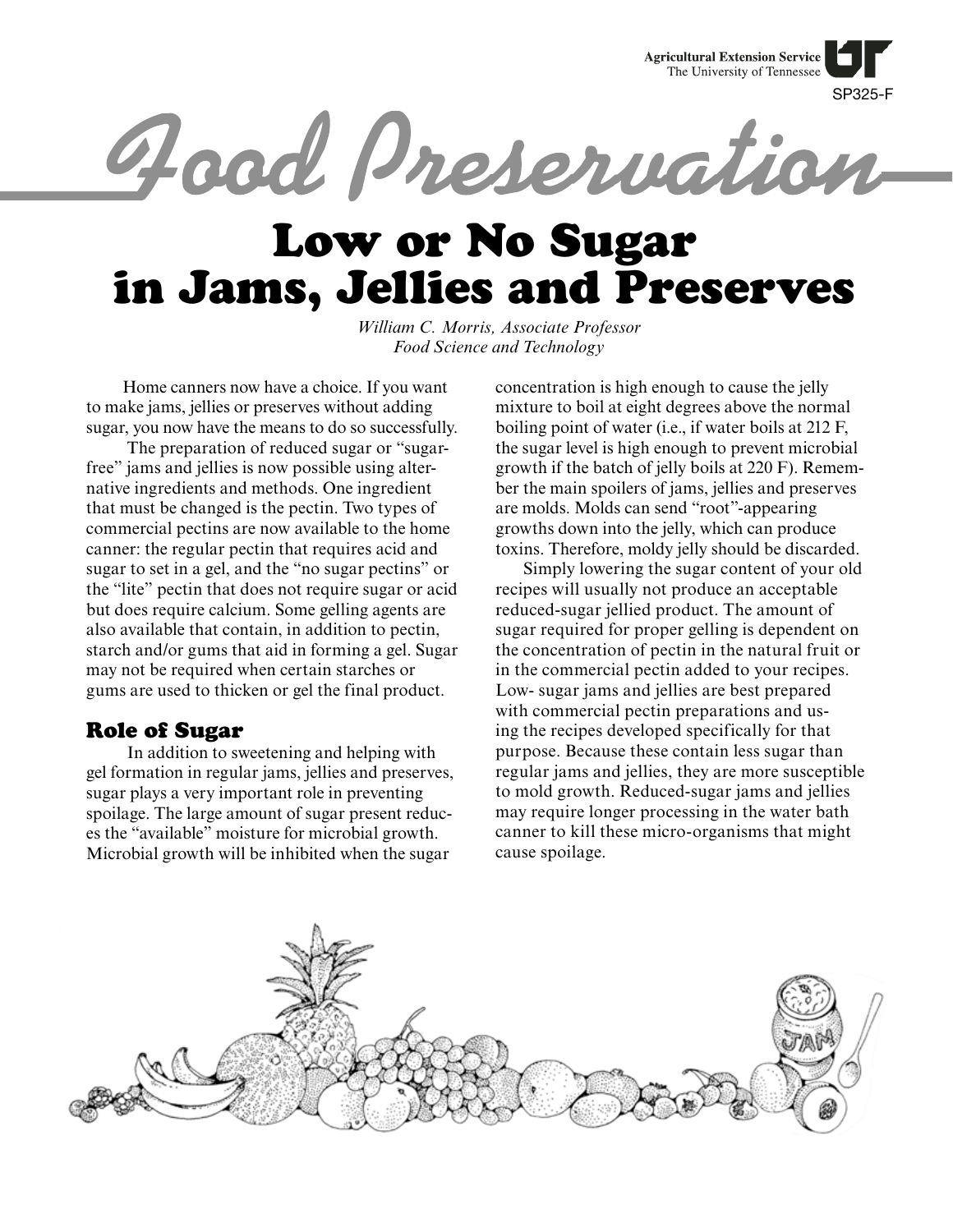Agricultural Extension Service
The University of Tennessee

SP325-F

# Food Preservation

## Low or No Sugar in Jams, Jellies and Preserves

*William C. Morris, Associate Professor*
*Food Science and Technology*

Home canners now have a choice. If you want to make jams, jellies or preserves without adding sugar, you now have the means to do so successfully.

The preparation of reduced sugar or "sugar-free" jams and jellies is now possible using alternative ingredients and methods. One ingredient that must be changed is the pectin. Two types of commercial pectins are now available to the home canner: the regular pectin that requires acid and sugar to set in a gel, and the "no sugar pectins" or the "lite" pectin that does not require sugar or acid but does require calcium. Some gelling agents are also available that contain, in addition to pectin, starch and/or gums that aid in forming a gel. Sugar may not be required when certain starches or gums are used to thicken or gel the final product.

### Role of Sugar

In addition to sweetening and helping with gel formation in regular jams, jellies and preserves, sugar plays a very important role in preventing spoilage. The large amount of sugar present reduces the "available" moisture for microbial growth. Microbial growth will be inhibited when the sugar concentration is high enough to cause the jelly mixture to boil at eight degrees above the normal boiling point of water (i.e., if water boils at 212 F, the sugar level is high enough to prevent microbial growth if the batch of jelly boils at 220 F). Remember the main spoilers of jams, jellies and preserves are molds. Molds can send "root"-appearing growths down into the jelly, which can produce toxins. Therefore, moldy jelly should be discarded.

Simply lowering the sugar content of your old recipes will usually not produce an acceptable reduced-sugar jellied product. The amount of sugar required for proper gelling is dependent on the concentration of pectin in the natural fruit or in the commercial pectin added to your recipes. Low- sugar jams and jellies are best prepared with commercial pectin preparations and using the recipes developed specifically for that purpose. Because these contain less sugar than regular jams and jellies, they are more susceptible to mold growth. Reduced-sugar jams and jellies may require longer processing in the water bath canner to kill these micro-organisms that might cause spoilage.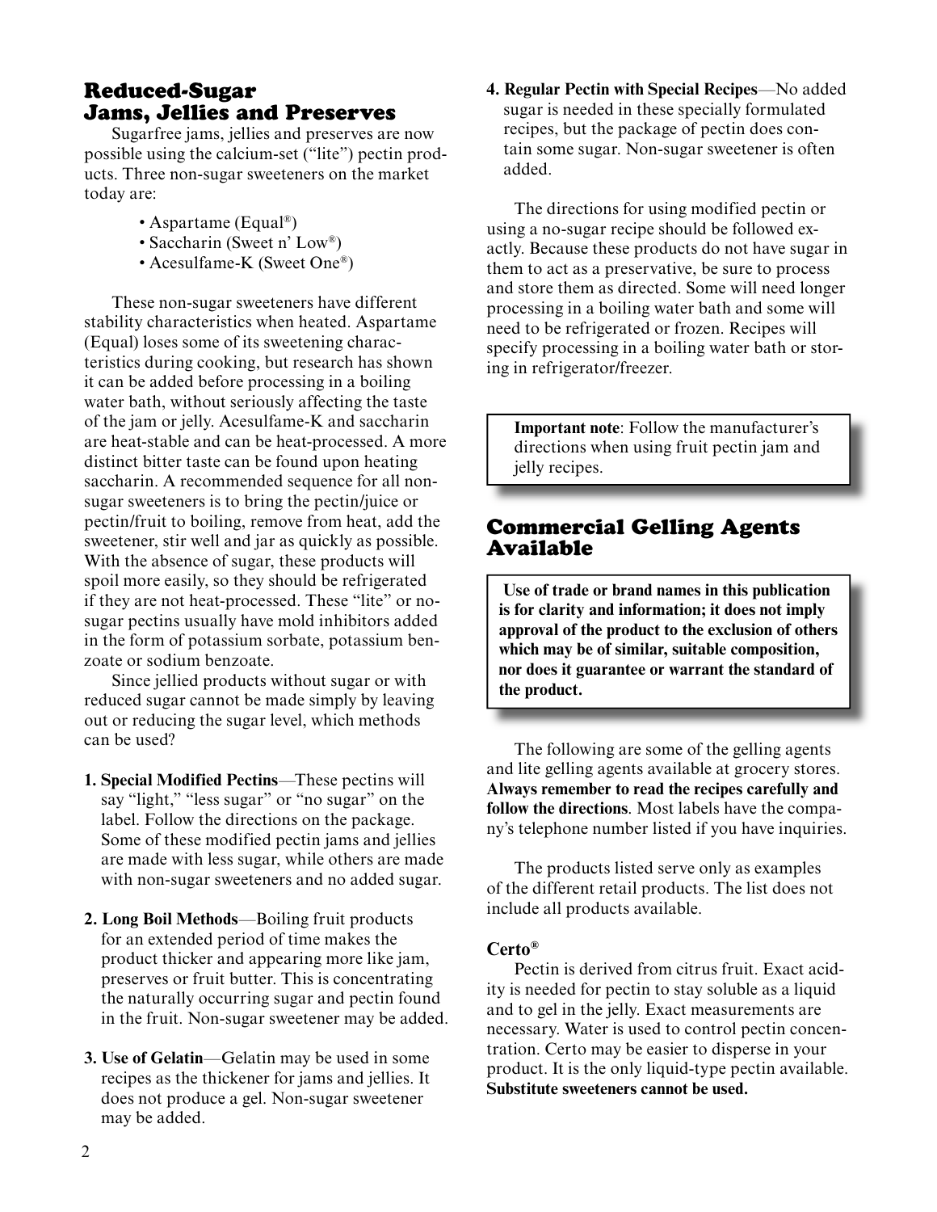## Reduced-Sugar Jams, Jellies and Preserves

Sugarfree jams, jellies and preserves are now possible using the calcium-set ("lite") pectin products. Three non-sugar sweeteners on the market today are:

- Aspartame (Equal®)
- Saccharin (Sweet n' Low®)
- Acesulfame-K (Sweet One®)

These non-sugar sweeteners have different stability characteristics when heated. Aspartame (Equal) loses some of its sweetening characteristics during cooking, but research has shown it can be added before processing in a boiling water bath, without seriously affecting the taste of the jam or jelly. Acesulfame-K and saccharin are heat-stable and can be heat-processed. A more distinct bitter taste can be found upon heating saccharin. A recommended sequence for all non-sugar sweeteners is to bring the pectin/juice or pectin/fruit to boiling, remove from heat, add the sweetener, stir well and jar as quickly as possible. With the absence of sugar, these products will spoil more easily, so they should be refrigerated if they are not heat-processed. These "lite" or no-sugar pectins usually have mold inhibitors added in the form of potassium sorbate, potassium benzoate or sodium benzoate.

Since jellied products without sugar or with reduced sugar cannot be made simply by leaving out or reducing the sugar level, which methods can be used?

1. **Special Modified Pectins**—These pectins will say "light," "less sugar" or "no sugar" on the label. Follow the directions on the package. Some of these modified pectin jams and jellies are made with less sugar, while others are made with non-sugar sweeteners and no added sugar.

2. **Long Boil Methods**—Boiling fruit products for an extended period of time makes the product thicker and appearing more like jam, preserves or fruit butter. This is concentrating the naturally occurring sugar and pectin found in the fruit. Non-sugar sweetener may be added.

3. **Use of Gelatin**—Gelatin may be used in some recipes as the thickener for jams and jellies. It does not produce a gel. Non-sugar sweetener may be added.

4. **Regular Pectin with Special Recipes**—No added sugar is needed in these specially formulated recipes, but the package of pectin does contain some sugar. Non-sugar sweetener is often added.

The directions for using modified pectin or using a no-sugar recipe should be followed exactly. Because these products do not have sugar in them to act as a preservative, be sure to process and store them as directed. Some will need longer processing in a boiling water bath and some will need to be refrigerated or frozen. Recipes will specify processing in a boiling water bath or storing in refrigerator/freezer.

> **Important note**: Follow the manufacturer's directions when using fruit pectin jam and jelly recipes.

## Commercial Gelling Agents Available

> **Use of trade or brand names in this publication is for clarity and information; it does not imply approval of the product to the exclusion of others which may be of similar, suitable composition, nor does it guarantee or warrant the standard of the product.**

The following are some of the gelling agents and lite gelling agents available at grocery stores. **Always remember to read the recipes carefully and follow the directions**. Most labels have the company's telephone number listed if you have inquiries.

The products listed serve only as examples of the different retail products. The list does not include all products available.

### Certo®

Pectin is derived from citrus fruit. Exact acidity is needed for pectin to stay soluble as a liquid and to gel in the jelly. Exact measurements are necessary. Water is used to control pectin concentration. Certo may be easier to disperse in your product. It is the only liquid-type pectin available. **Substitute sweeteners cannot be used.**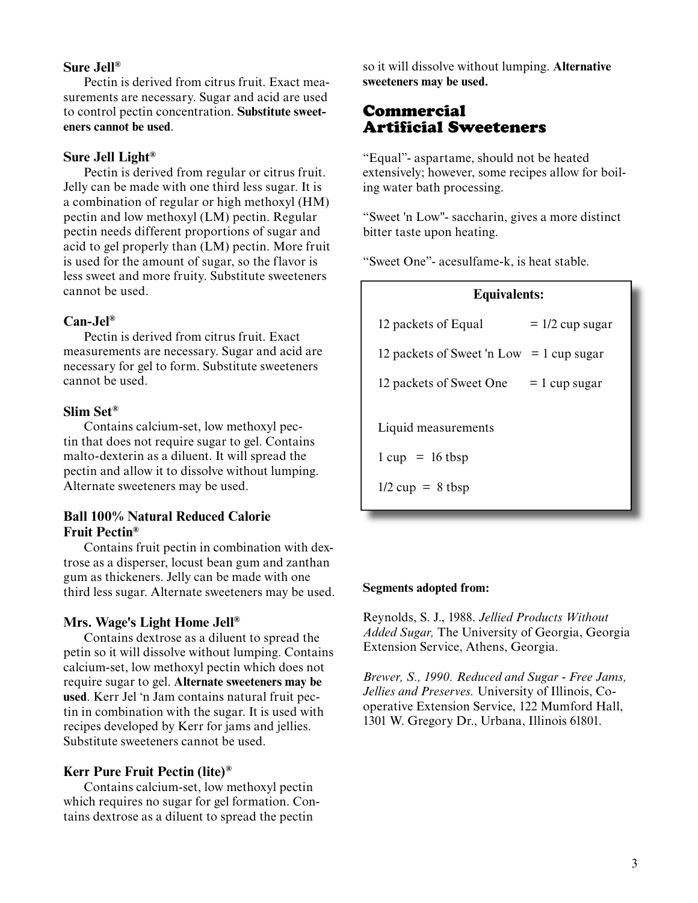### Sure Jell®

Pectin is derived from citrus fruit. Exact measurements are necessary. Sugar and acid are used to control pectin concentration. **Substitute sweeteners cannot be used**.

### Sure Jell Light®

Pectin is derived from regular or citrus fruit. Jelly can be made with one third less sugar. It is a combination of regular or high methoxyl (HM) pectin and low methoxyl (LM) pectin. Regular pectin needs different proportions of sugar and acid to gel properly than (LM) pectin. More fruit is used for the amount of sugar, so the flavor is less sweet and more fruity. Substitute sweeteners cannot be used.

### Can-Jel®

Pectin is derived from citrus fruit. Exact measurements are necessary. Sugar and acid are necessary for gel to form. Substitute sweeteners cannot be used.

### Slim Set®

Contains calcium-set, low methoxyl pectin that does not require sugar to gel. Contains malto-dexterin as a diluent. It will spread the pectin and allow it to dissolve without lumping. Alternate sweeteners may be used.

### Ball 100% Natural Reduced Calorie Fruit Pectin®

Contains fruit pectin in combination with dextrose as a disperser, locust bean gum and zanthan gum as thickeners. Jelly can be made with one third less sugar. Alternate sweeteners may be used.

### Mrs. Wage's Light Home Jell®

Contains dextrose as a diluent to spread the petin so it will dissolve without lumping. Contains calcium-set, low methoxyl pectin which does not require sugar to gel. **Alternate sweeteners may be used**. Kerr Jel 'n Jam contains natural fruit pectin in combination with the sugar. It is used with recipes developed by Kerr for jams and jellies. Substitute sweeteners cannot be used.

### Kerr Pure Fruit Pectin (lite)®

Contains calcium-set, low methoxyl pectin which requires no sugar for gel formation. Contains dextrose as a diluent to spread the pectin so it will dissolve without lumping. **Alternative sweeteners may be used.**

## Commercial Artificial Sweeteners

"Equal"- aspartame, should not be heated extensively; however, some recipes allow for boiling water bath processing.

"Sweet 'n Low"- saccharin, gives a more distinct bitter taste upon heating.

"Sweet One"- acesulfame-k, is heat stable.

**Equivalents:**

| | |
|---|---|
| 12 packets of Equal | = 1/2 cup sugar |
| 12 packets of Sweet 'n Low | = 1 cup sugar |
| 12 packets of Sweet One | = 1 cup sugar |

Liquid measurements

1 cup = 16 tbsp

1/2 cup = 8 tbsp

**Segments adopted from:**

Reynolds, S. J., 1988. *Jellied Products Without Added Sugar,* The University of Georgia, Georgia Extension Service, Athens, Georgia.

*Brewer, S., 1990. Reduced and Sugar - Free Jams, Jellies and Preserves.* University of Illinois, Cooperative Extension Service, 122 Mumford Hall, 1301 W. Gregory Dr., Urbana, Illinois 61801.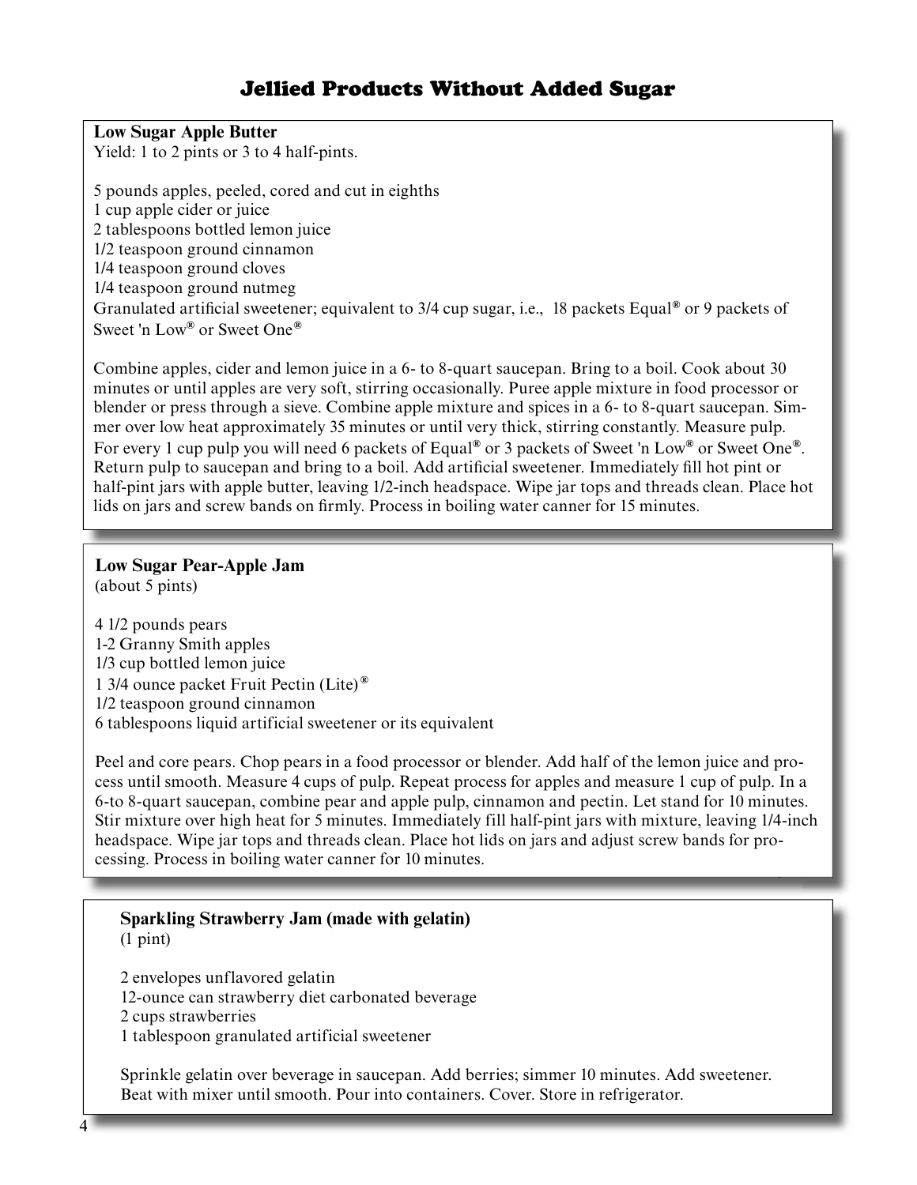# Jellied Products Without Added Sugar

**Low Sugar Apple Butter**
Yield: 1 to 2 pints or 3 to 4 half-pints.

5 pounds apples, peeled, cored and cut in eighths
1 cup apple cider or juice
2 tablespoons bottled lemon juice
1/2 teaspoon ground cinnamon
1/4 teaspoon ground cloves
1/4 teaspoon ground nutmeg
Granulated artificial sweetener; equivalent to 3/4 cup sugar, i.e., 18 packets Equal® or 9 packets of Sweet 'n Low® or Sweet One®

Combine apples, cider and lemon juice in a 6- to 8-quart saucepan. Bring to a boil. Cook about 30 minutes or until apples are very soft, stirring occasionally. Puree apple mixture in food processor or blender or press through a sieve. Combine apple mixture and spices in a 6- to 8-quart saucepan. Simmer over low heat approximately 35 minutes or until very thick, stirring constantly. Measure pulp. For every 1 cup pulp you will need 6 packets of Equal® or 3 packets of Sweet 'n Low® or Sweet One®. Return pulp to saucepan and bring to a boil. Add artificial sweetener. Immediately fill hot pint or half-pint jars with apple butter, leaving 1/2-inch headspace. Wipe jar tops and threads clean. Place hot lids on jars and screw bands on firmly. Process in boiling water canner for 15 minutes.

**Low Sugar Pear-Apple Jam**
(about 5 pints)

4 1/2 pounds pears
1-2 Granny Smith apples
1/3 cup bottled lemon juice
1 3/4 ounce packet Fruit Pectin (Lite)®
1/2 teaspoon ground cinnamon
6 tablespoons liquid artificial sweetener or its equivalent

Peel and core pears. Chop pears in a food processor or blender. Add half of the lemon juice and process until smooth. Measure 4 cups of pulp. Repeat process for apples and measure 1 cup of pulp. In a 6-to 8-quart saucepan, combine pear and apple pulp, cinnamon and pectin. Let stand for 10 minutes. Stir mixture over high heat for 5 minutes. Immediately fill half-pint jars with mixture, leaving 1/4-inch headspace. Wipe jar tops and threads clean. Place hot lids on jars and adjust screw bands for processing. Process in boiling water canner for 10 minutes.

**Sparkling Strawberry Jam (made with gelatin)**
(1 pint)

2 envelopes unflavored gelatin
12-ounce can strawberry diet carbonated beverage
2 cups strawberries
1 tablespoon granulated artificial sweetener

Sprinkle gelatin over beverage in saucepan. Add berries; simmer 10 minutes. Add sweetener. Beat with mixer until smooth. Pour into containers. Cover. Store in refrigerator.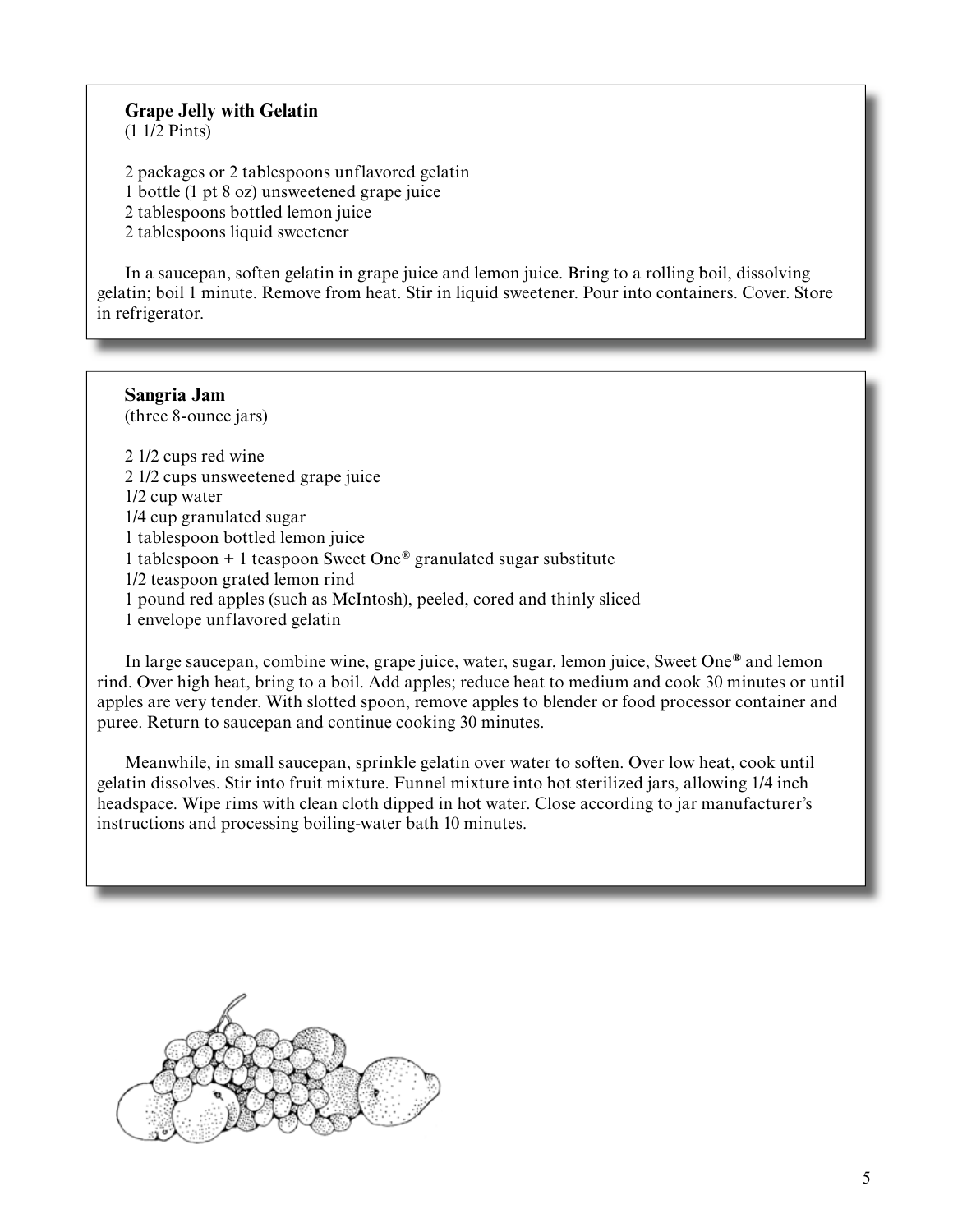### Grape Jelly with Gelatin

(1 1/2 Pints)

2 packages or 2 tablespoons unflavored gelatin
1 bottle (1 pt 8 oz) unsweetened grape juice
2 tablespoons bottled lemon juice
2 tablespoons liquid sweetener

In a saucepan, soften gelatin in grape juice and lemon juice. Bring to a rolling boil, dissolving gelatin; boil 1 minute. Remove from heat. Stir in liquid sweetener. Pour into containers. Cover. Store in refrigerator.

### Sangria Jam

(three 8-ounce jars)

2 1/2 cups red wine
2 1/2 cups unsweetened grape juice
1/2 cup water
1/4 cup granulated sugar
1 tablespoon bottled lemon juice
1 tablespoon + 1 teaspoon Sweet One® granulated sugar substitute
1/2 teaspoon grated lemon rind
1 pound red apples (such as McIntosh), peeled, cored and thinly sliced
1 envelope unflavored gelatin

In large saucepan, combine wine, grape juice, water, sugar, lemon juice, Sweet One® and lemon rind. Over high heat, bring to a boil. Add apples; reduce heat to medium and cook 30 minutes or until apples are very tender. With slotted spoon, remove apples to blender or food processor container and puree. Return to saucepan and continue cooking 30 minutes.

Meanwhile, in small saucepan, sprinkle gelatin over water to soften. Over low heat, cook until gelatin dissolves. Stir into fruit mixture. Funnel mixture into hot sterilized jars, allowing 1/4 inch headspace. Wipe rims with clean cloth dipped in hot water. Close according to jar manufacturer's instructions and processing boiling-water bath 10 minutes.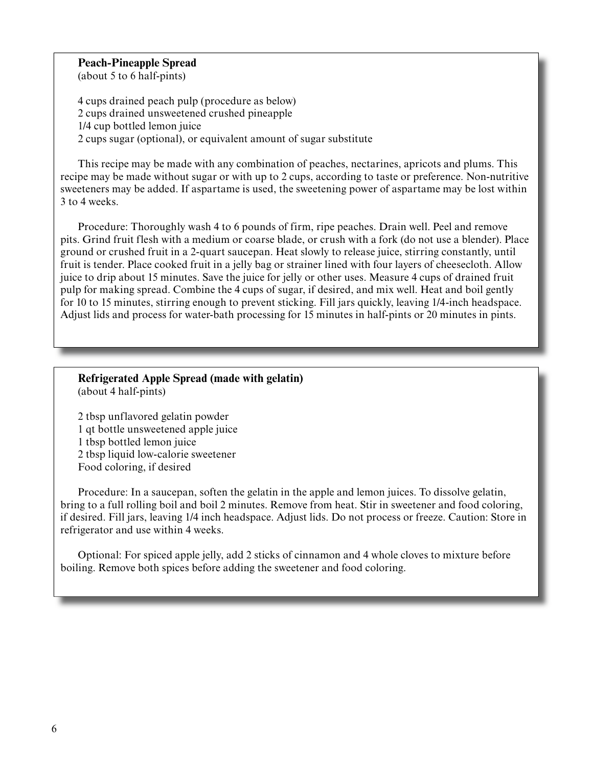**Peach-Pineapple Spread**
(about 5 to 6 half-pints)

4 cups drained peach pulp (procedure as below)
2 cups drained unsweetened crushed pineapple
1/4 cup bottled lemon juice
2 cups sugar (optional), or equivalent amount of sugar substitute

This recipe may be made with any combination of peaches, nectarines, apricots and plums. This recipe may be made without sugar or with up to 2 cups, according to taste or preference. Non-nutritive sweeteners may be added. If aspartame is used, the sweetening power of aspartame may be lost within 3 to 4 weeks.

Procedure: Thoroughly wash 4 to 6 pounds of firm, ripe peaches. Drain well. Peel and remove pits. Grind fruit flesh with a medium or coarse blade, or crush with a fork (do not use a blender). Place ground or crushed fruit in a 2-quart saucepan. Heat slowly to release juice, stirring constantly, until fruit is tender. Place cooked fruit in a jelly bag or strainer lined with four layers of cheesecloth. Allow juice to drip about 15 minutes. Save the juice for jelly or other uses. Measure 4 cups of drained fruit pulp for making spread. Combine the 4 cups of sugar, if desired, and mix well. Heat and boil gently for 10 to 15 minutes, stirring enough to prevent sticking. Fill jars quickly, leaving 1/4-inch headspace. Adjust lids and process for water-bath processing for 15 minutes in half-pints or 20 minutes in pints.

**Refrigerated Apple Spread (made with gelatin)**
(about 4 half-pints)

2 tbsp unflavored gelatin powder
1 qt bottle unsweetened apple juice
1 tbsp bottled lemon juice
2 tbsp liquid low-calorie sweetener
Food coloring, if desired

Procedure: In a saucepan, soften the gelatin in the apple and lemon juices. To dissolve gelatin, bring to a full rolling boil and boil 2 minutes. Remove from heat. Stir in sweetener and food coloring, if desired. Fill jars, leaving 1/4 inch headspace. Adjust lids. Do not process or freeze. Caution: Store in refrigerator and use within 4 weeks.

Optional: For spiced apple jelly, add 2 sticks of cinnamon and 4 whole cloves to mixture before boiling. Remove both spices before adding the sweetener and food coloring.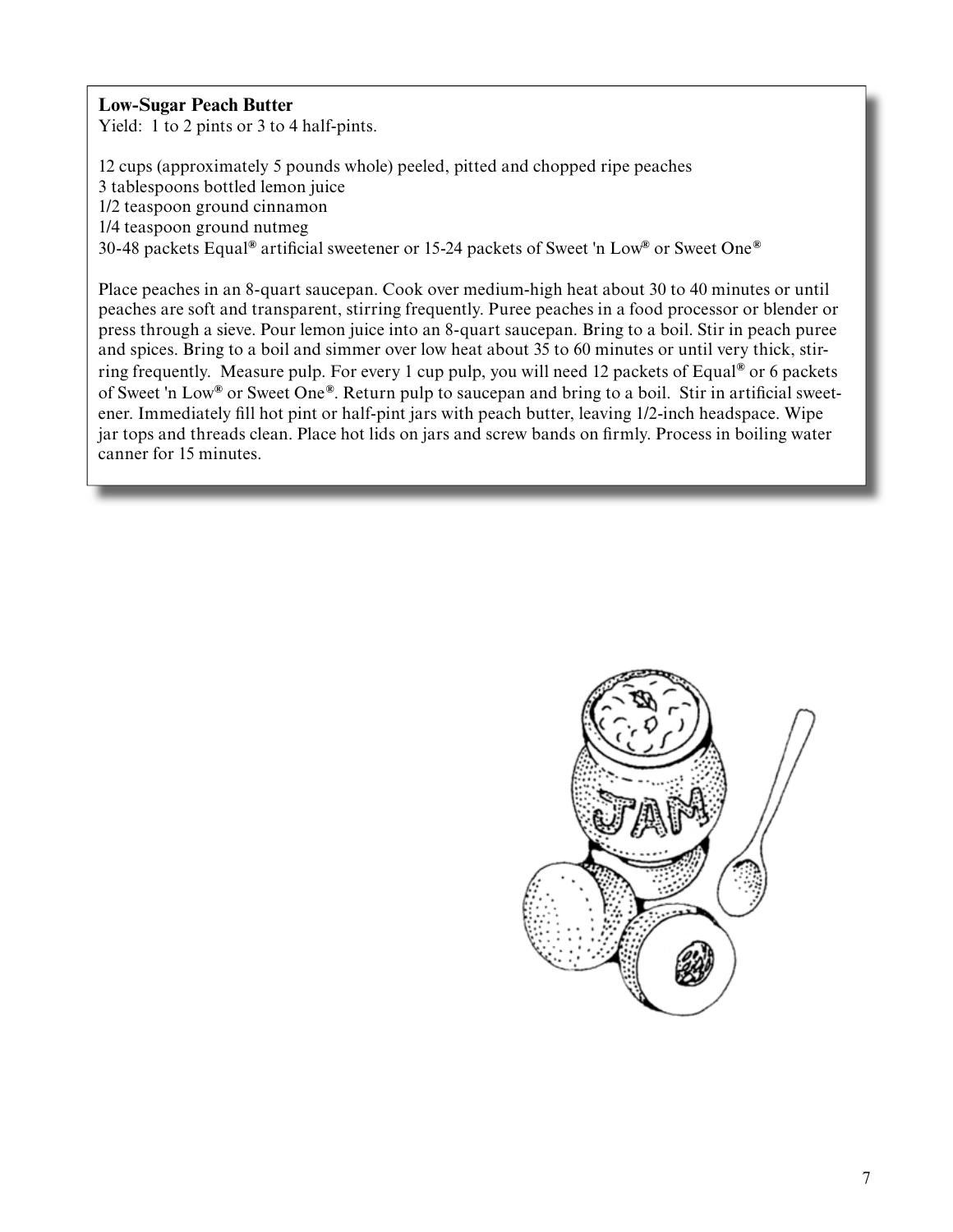**Low-Sugar Peach Butter**

Yield: 1 to 2 pints or 3 to 4 half-pints.

12 cups (approximately 5 pounds whole) peeled, pitted and chopped ripe peaches
3 tablespoons bottled lemon juice
1/2 teaspoon ground cinnamon
1/4 teaspoon ground nutmeg
30-48 packets Equal® artificial sweetener or 15-24 packets of Sweet 'n Low® or Sweet One®

Place peaches in an 8-quart saucepan. Cook over medium-high heat about 30 to 40 minutes or until peaches are soft and transparent, stirring frequently. Puree peaches in a food processor or blender or press through a sieve. Pour lemon juice into an 8-quart saucepan. Bring to a boil. Stir in peach puree and spices. Bring to a boil and simmer over low heat about 35 to 60 minutes or until very thick, stirring frequently. Measure pulp. For every 1 cup pulp, you will need 12 packets of Equal® or 6 packets of Sweet 'n Low® or Sweet One®. Return pulp to saucepan and bring to a boil. Stir in artificial sweetener. Immediately fill hot pint or half-pint jars with peach butter, leaving 1/2-inch headspace. Wipe jar tops and threads clean. Place hot lids on jars and screw bands on firmly. Process in boiling water canner for 15 minutes.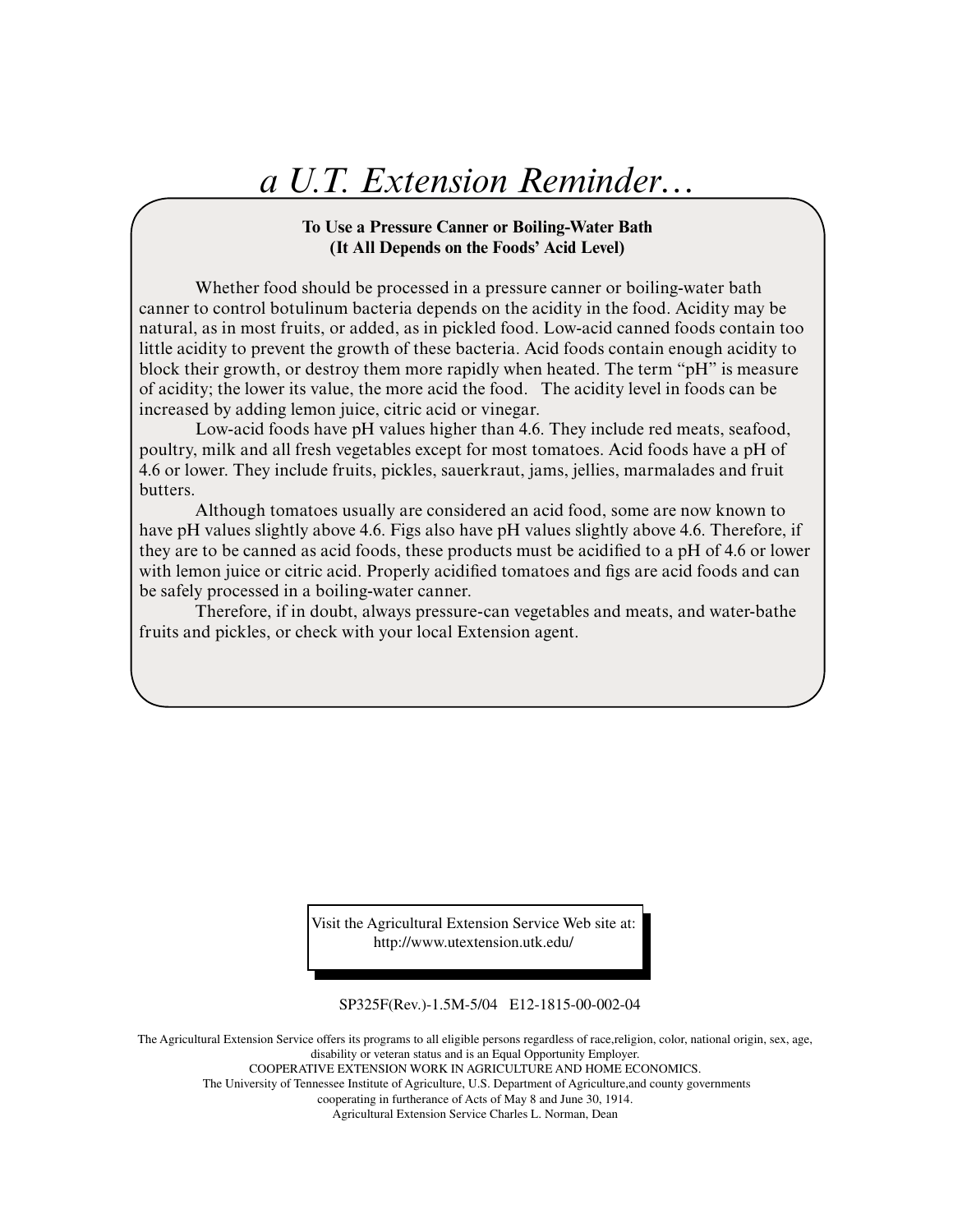# *a U.T. Extension Reminder…*

**To Use a Pressure Canner or Boiling-Water Bath**
**(It All Depends on the Foods' Acid Level)**

Whether food should be processed in a pressure canner or boiling-water bath canner to control botulinum bacteria depends on the acidity in the food. Acidity may be natural, as in most fruits, or added, as in pickled food. Low-acid canned foods contain too little acidity to prevent the growth of these bacteria. Acid foods contain enough acidity to block their growth, or destroy them more rapidly when heated. The term "pH" is measure of acidity; the lower its value, the more acid the food. The acidity level in foods can be increased by adding lemon juice, citric acid or vinegar.

Low-acid foods have pH values higher than 4.6. They include red meats, seafood, poultry, milk and all fresh vegetables except for most tomatoes. Acid foods have a pH of 4.6 or lower. They include fruits, pickles, sauerkraut, jams, jellies, marmalades and fruit butters.

Although tomatoes usually are considered an acid food, some are now known to have pH values slightly above 4.6. Figs also have pH values slightly above 4.6. Therefore, if they are to be canned as acid foods, these products must be acidified to a pH of 4.6 or lower with lemon juice or citric acid. Properly acidified tomatoes and figs are acid foods and can be safely processed in a boiling-water canner.

Therefore, if in doubt, always pressure-can vegetables and meats, and water-bathe fruits and pickles, or check with your local Extension agent.

Visit the Agricultural Extension Service Web site at:
http://www.utextension.utk.edu/

SP325F(Rev.)-1.5M-5/04 E12-1815-00-002-04

The Agricultural Extension Service offers its programs to all eligible persons regardless of race,religion, color, national origin, sex, age, disability or veteran status and is an Equal Opportunity Employer.
COOPERATIVE EXTENSION WORK IN AGRICULTURE AND HOME ECONOMICS.
The University of Tennessee Institute of Agriculture, U.S. Department of Agriculture,and county governments cooperating in furtherance of Acts of May 8 and June 30, 1914.
Agricultural Extension Service Charles L. Norman, Dean